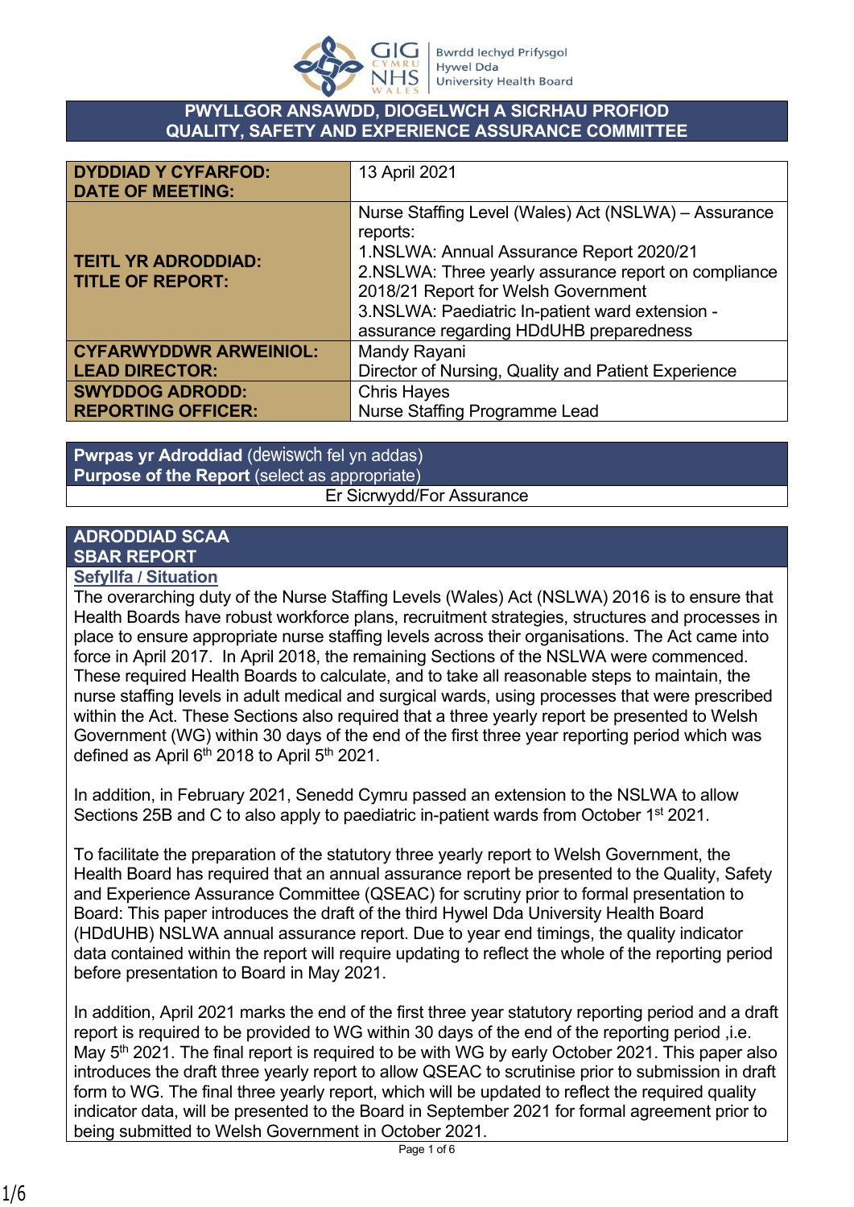# PWYLLGOR ANSAWDD, DIOGELWCH A SICRHAU PROFIOD
# QUALITY, SAFETY AND EXPERIENCE ASSURANCE COMMITTEE

| | |
|---|---|
| **DYDDIAD Y CYFARFOD: DATE OF MEETING:** | 13 April 2021 |
| **TEITL YR ADRODDIAD: TITLE OF REPORT:** | Nurse Staffing Level (Wales) Act (NSLWA) – Assurance reports:<br>1.NSLWA: Annual Assurance Report 2020/21<br>2.NSLWA: Three yearly assurance report on compliance 2018/21 Report for Welsh Government<br>3.NSLWA: Paediatric In-patient ward extension - assurance regarding HDdUHB preparedness |
| **CYFARWYDDWR ARWEINIOL: LEAD DIRECTOR:** | Mandy Rayani<br>Director of Nursing, Quality and Patient Experience |
| **SWYDDOG ADRODD: REPORTING OFFICER:** | Chris Hayes<br>Nurse Staffing Programme Lead |

| |
|---|
| **Pwrpas yr Adroddiad** (dewiswch fel yn addas)<br>**Purpose of the Report** (select as appropriate) |
| Er Sicrwydd/For Assurance |

## ADRODDIAD SCAA
## SBAR REPORT

**Sefyllfa / Situation**

The overarching duty of the Nurse Staffing Levels (Wales) Act (NSLWA) 2016 is to ensure that Health Boards have robust workforce plans, recruitment strategies, structures and processes in place to ensure appropriate nurse staffing levels across their organisations. The Act came into force in April 2017. In April 2018, the remaining Sections of the NSLWA were commenced. These required Health Boards to calculate, and to take all reasonable steps to maintain, the nurse staffing levels in adult medical and surgical wards, using processes that were prescribed within the Act. These Sections also required that a three yearly report be presented to Welsh Government (WG) within 30 days of the end of the first three year reporting period which was defined as April 6th 2018 to April 5th 2021.

In addition, in February 2021, Senedd Cymru passed an extension to the NSLWA to allow Sections 25B and C to also apply to paediatric in-patient wards from October 1st 2021.

To facilitate the preparation of the statutory three yearly report to Welsh Government, the Health Board has required that an annual assurance report be presented to the Quality, Safety and Experience Assurance Committee (QSEAC) for scrutiny prior to formal presentation to Board: This paper introduces the draft of the third Hywel Dda University Health Board (HDdUHB) NSLWA annual assurance report. Due to year end timings, the quality indicator data contained within the report will require updating to reflect the whole of the reporting period before presentation to Board in May 2021.

In addition, April 2021 marks the end of the first three year statutory reporting period and a draft report is required to be provided to WG within 30 days of the end of the reporting period ,i.e. May 5th 2021. The final report is required to be with WG by early October 2021. This paper also introduces the draft three yearly report to allow QSEAC to scrutinise prior to submission in draft form to WG. The final three yearly report, which will be updated to reflect the required quality indicator data, will be presented to the Board in September 2021 for formal agreement prior to being submitted to Welsh Government in October 2021.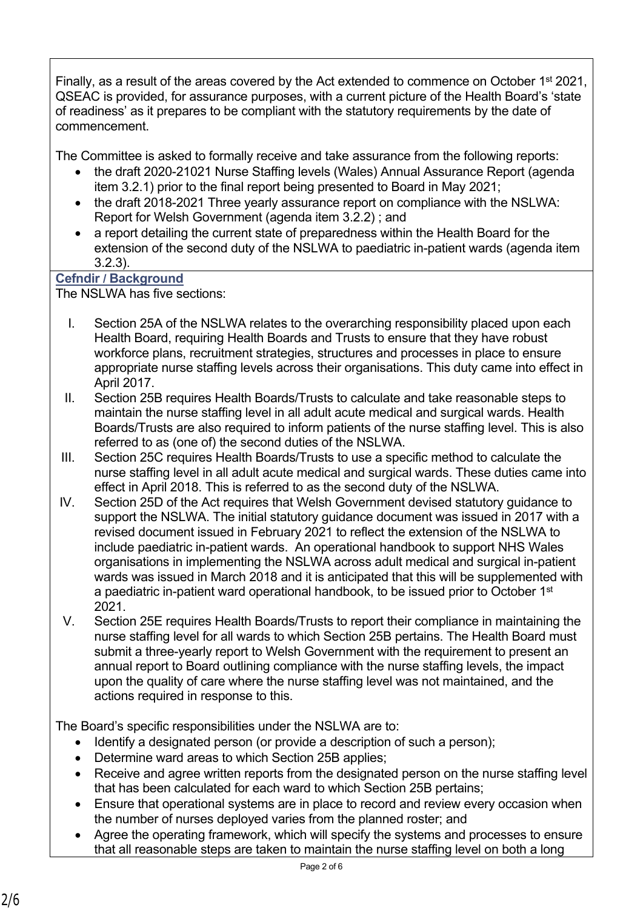Finally, as a result of the areas covered by the Act extended to commence on October 1st 2021, QSEAC is provided, for assurance purposes, with a current picture of the Health Board's 'state of readiness' as it prepares to be compliant with the statutory requirements by the date of commencement.

The Committee is asked to formally receive and take assurance from the following reports:

- the draft 2020-21021 Nurse Staffing levels (Wales) Annual Assurance Report (agenda item 3.2.1) prior to the final report being presented to Board in May 2021;
- the draft 2018-2021 Three yearly assurance report on compliance with the NSLWA: Report for Welsh Government (agenda item 3.2.2) ; and
- a report detailing the current state of preparedness within the Health Board for the extension of the second duty of the NSLWA to paediatric in-patient wards (agenda item 3.2.3).

**Cefndir / Background**

The NSLWA has five sections:

I. Section 25A of the NSLWA relates to the overarching responsibility placed upon each Health Board, requiring Health Boards and Trusts to ensure that they have robust workforce plans, recruitment strategies, structures and processes in place to ensure appropriate nurse staffing levels across their organisations. This duty came into effect in April 2017.

II. Section 25B requires Health Boards/Trusts to calculate and take reasonable steps to maintain the nurse staffing level in all adult acute medical and surgical wards. Health Boards/Trusts are also required to inform patients of the nurse staffing level. This is also referred to as (one of) the second duties of the NSLWA.

III. Section 25C requires Health Boards/Trusts to use a specific method to calculate the nurse staffing level in all adult acute medical and surgical wards. These duties came into effect in April 2018. This is referred to as the second duty of the NSLWA.

IV. Section 25D of the Act requires that Welsh Government devised statutory guidance to support the NSLWA. The initial statutory guidance document was issued in 2017 with a revised document issued in February 2021 to reflect the extension of the NSLWA to include paediatric in-patient wards. An operational handbook to support NHS Wales organisations in implementing the NSLWA across adult medical and surgical in-patient wards was issued in March 2018 and it is anticipated that this will be supplemented with a paediatric in-patient ward operational handbook, to be issued prior to October 1st 2021.

V. Section 25E requires Health Boards/Trusts to report their compliance in maintaining the nurse staffing level for all wards to which Section 25B pertains. The Health Board must submit a three-yearly report to Welsh Government with the requirement to present an annual report to Board outlining compliance with the nurse staffing levels, the impact upon the quality of care where the nurse staffing level was not maintained, and the actions required in response to this.

The Board's specific responsibilities under the NSLWA are to:

- Identify a designated person (or provide a description of such a person);
- Determine ward areas to which Section 25B applies;
- Receive and agree written reports from the designated person on the nurse staffing level that has been calculated for each ward to which Section 25B pertains;
- Ensure that operational systems are in place to record and review every occasion when the number of nurses deployed varies from the planned roster; and
- Agree the operating framework, which will specify the systems and processes to ensure that all reasonable steps are taken to maintain the nurse staffing level on both a long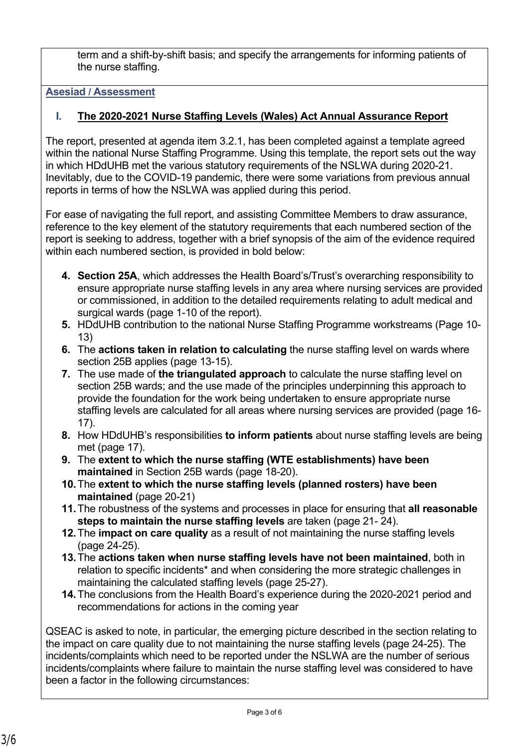term and a shift-by-shift basis; and specify the arrangements for informing patients of the nurse staffing.

**Asesiad / Assessment**

**I. The 2020-2021 Nurse Staffing Levels (Wales) Act Annual Assurance Report**

The report, presented at agenda item 3.2.1, has been completed against a template agreed within the national Nurse Staffing Programme. Using this template, the report sets out the way in which HDdUHB met the various statutory requirements of the NSLWA during 2020-21. Inevitably, due to the COVID-19 pandemic, there were some variations from previous annual reports in terms of how the NSLWA was applied during this period.

For ease of navigating the full report, and assisting Committee Members to draw assurance, reference to the key element of the statutory requirements that each numbered section of the report is seeking to address, together with a brief synopsis of the aim of the evidence required within each numbered section, is provided in bold below:

4. **Section 25A**, which addresses the Health Board's/Trust's overarching responsibility to ensure appropriate nurse staffing levels in any area where nursing services are provided or commissioned, in addition to the detailed requirements relating to adult medical and surgical wards (page 1-10 of the report).
5. HDdUHB contribution to the national Nurse Staffing Programme workstreams (Page 10-13)
6. The **actions taken in relation to calculating** the nurse staffing level on wards where section 25B applies (page 13-15).
7. The use made of **the triangulated approach** to calculate the nurse staffing level on section 25B wards; and the use made of the principles underpinning this approach to provide the foundation for the work being undertaken to ensure appropriate nurse staffing levels are calculated for all areas where nursing services are provided (page 16-17).
8. How HDdUHB's responsibilities **to inform patients** about nurse staffing levels are being met (page 17).
9. The **extent to which the nurse staffing (WTE establishments) have been maintained** in Section 25B wards (page 18-20).
10. The **extent to which the nurse staffing levels (planned rosters) have been maintained** (page 20-21)
11. The robustness of the systems and processes in place for ensuring that **all reasonable steps to maintain the nurse staffing levels** are taken (page 21- 24).
12. The **impact on care quality** as a result of not maintaining the nurse staffing levels (page 24-25).
13. The **actions taken when nurse staffing levels have not been maintained**, both in relation to specific incidents* and when considering the more strategic challenges in maintaining the calculated staffing levels (page 25-27).
14. The conclusions from the Health Board's experience during the 2020-2021 period and recommendations for actions in the coming year

QSEAC is asked to note, in particular, the emerging picture described in the section relating to the impact on care quality due to not maintaining the nurse staffing levels (page 24-25). The incidents/complaints which need to be reported under the NSLWA are the number of serious incidents/complaints where failure to maintain the nurse staffing level was considered to have been a factor in the following circumstances: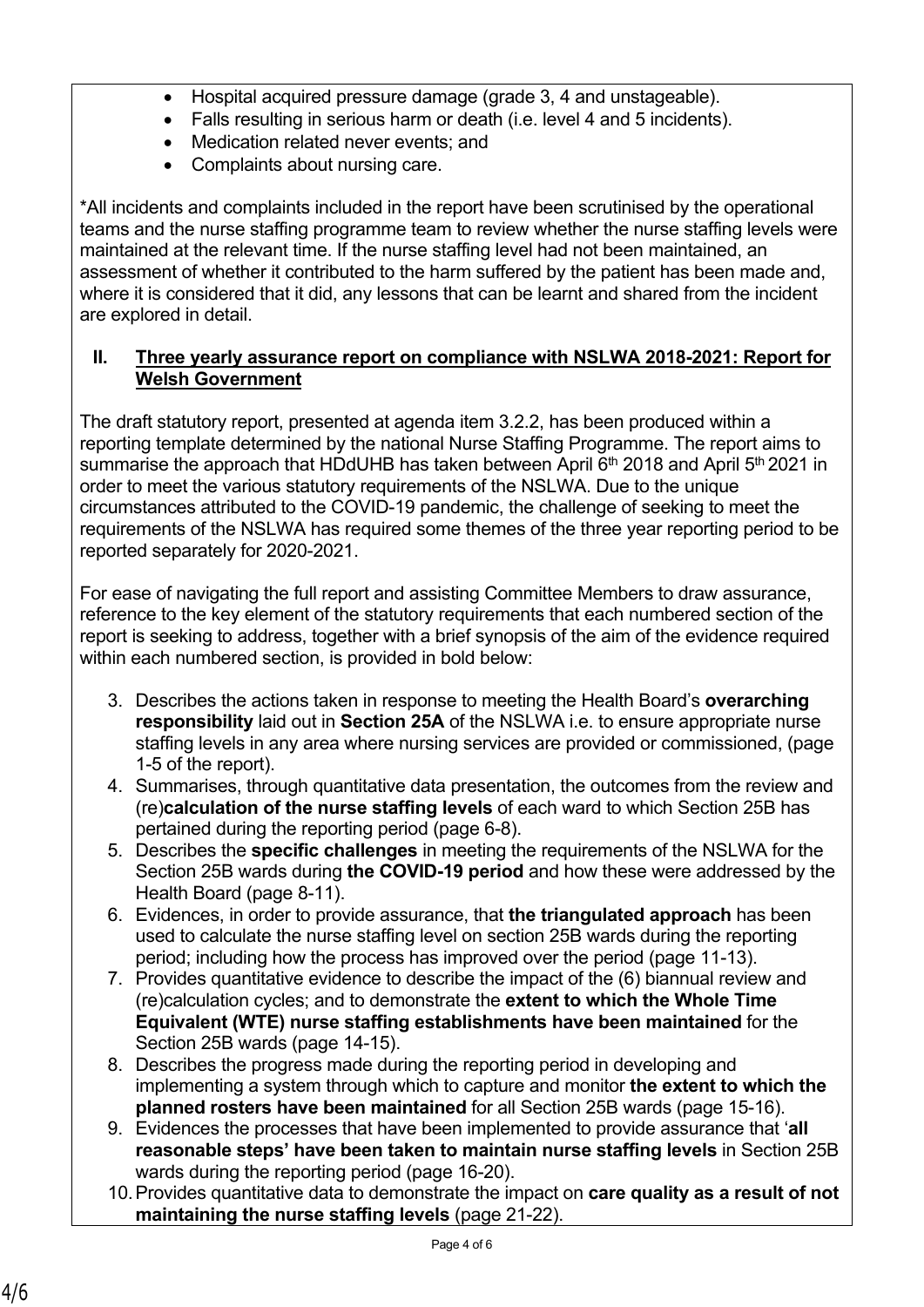- Hospital acquired pressure damage (grade 3, 4 and unstageable).
- Falls resulting in serious harm or death (i.e. level 4 and 5 incidents).
- Medication related never events; and
- Complaints about nursing care.

*All incidents and complaints included in the report have been scrutinised by the operational teams and the nurse staffing programme team to review whether the nurse staffing levels were maintained at the relevant time. If the nurse staffing level had not been maintained, an assessment of whether it contributed to the harm suffered by the patient has been made and, where it is considered that it did, any lessons that can be learnt and shared from the incident are explored in detail.

## II. <u>Three yearly assurance report on compliance with NSLWA 2018-2021: Report for Welsh Government</u>

The draft statutory report, presented at agenda item 3.2.2, has been produced within a reporting template determined by the national Nurse Staffing Programme. The report aims to summarise the approach that HDdUHB has taken between April 6th 2018 and April 5th 2021 in order to meet the various statutory requirements of the NSLWA. Due to the unique circumstances attributed to the COVID-19 pandemic, the challenge of seeking to meet the requirements of the NSLWA has required some themes of the three year reporting period to be reported separately for 2020-2021.

For ease of navigating the full report and assisting Committee Members to draw assurance, reference to the key element of the statutory requirements that each numbered section of the report is seeking to address, together with a brief synopsis of the aim of the evidence required within each numbered section, is provided in bold below:

3. Describes the actions taken in response to meeting the Health Board's **overarching responsibility** laid out in **Section 25A** of the NSLWA i.e. to ensure appropriate nurse staffing levels in any area where nursing services are provided or commissioned, (page 1-5 of the report).
4. Summarises, through quantitative data presentation, the outcomes from the review and (re)**calculation of the nurse staffing levels** of each ward to which Section 25B has pertained during the reporting period (page 6-8).
5. Describes the **specific challenges** in meeting the requirements of the NSLWA for the Section 25B wards during **the COVID-19 period** and how these were addressed by the Health Board (page 8-11).
6. Evidences, in order to provide assurance, that **the triangulated approach** has been used to calculate the nurse staffing level on section 25B wards during the reporting period; including how the process has improved over the period (page 11-13).
7. Provides quantitative evidence to describe the impact of the (6) biannual review and (re)calculation cycles; and to demonstrate the **extent to which the Whole Time Equivalent (WTE) nurse staffing establishments have been maintained** for the Section 25B wards (page 14-15).
8. Describes the progress made during the reporting period in developing and implementing a system through which to capture and monitor **the extent to which the planned rosters have been maintained** for all Section 25B wards (page 15-16).
9. Evidences the processes that have been implemented to provide assurance that '**all reasonable steps' have been taken to maintain nurse staffing levels** in Section 25B wards during the reporting period (page 16-20).
10. Provides quantitative data to demonstrate the impact on **care quality as a result of not maintaining the nurse staffing levels** (page 21-22).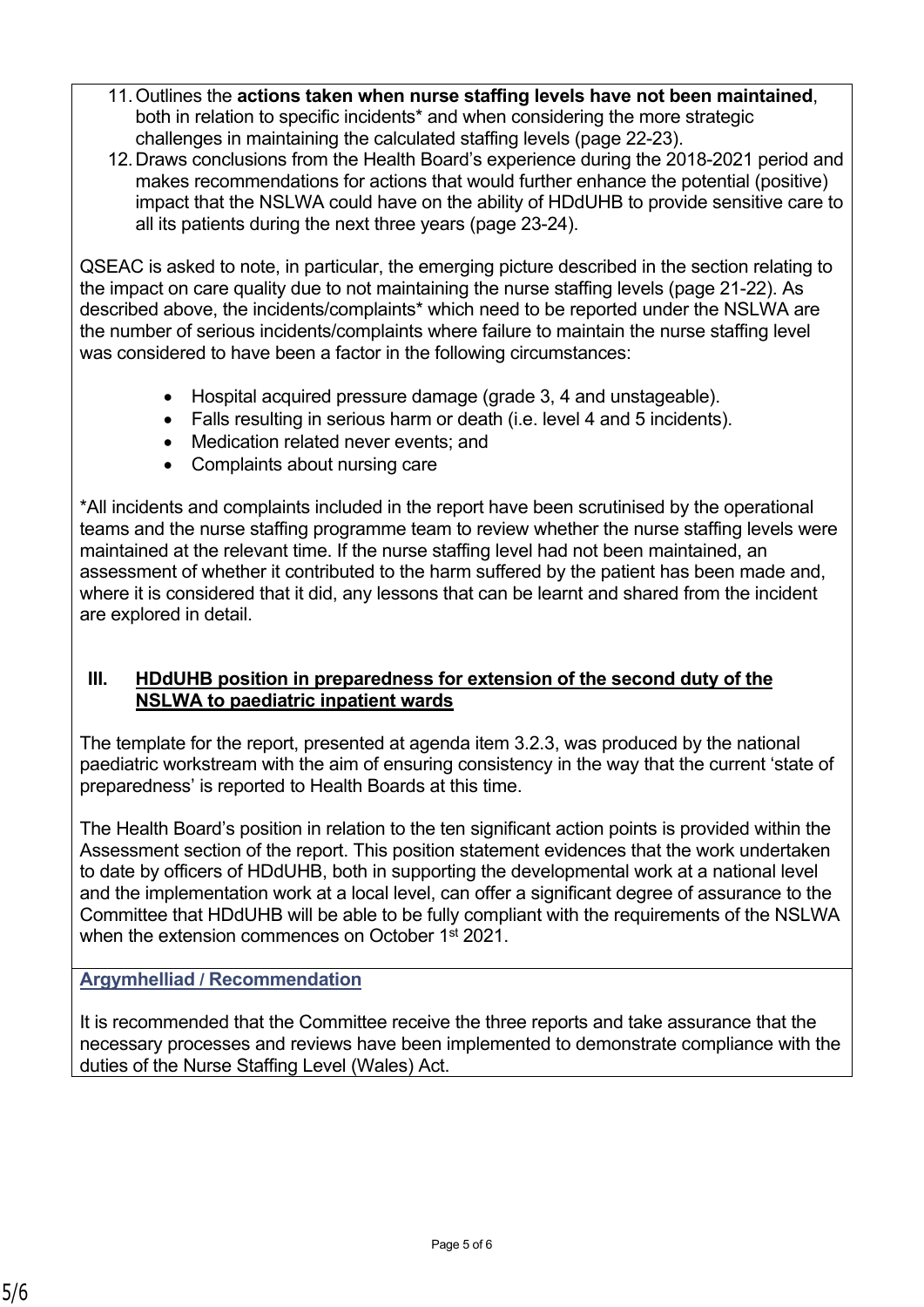11. Outlines the **actions taken when nurse staffing levels have not been maintained**, both in relation to specific incidents* and when considering the more strategic challenges in maintaining the calculated staffing levels (page 22-23).
12. Draws conclusions from the Health Board's experience during the 2018-2021 period and makes recommendations for actions that would further enhance the potential (positive) impact that the NSLWA could have on the ability of HDdUHB to provide sensitive care to all its patients during the next three years (page 23-24).

QSEAC is asked to note, in particular, the emerging picture described in the section relating to the impact on care quality due to not maintaining the nurse staffing levels (page 21-22). As described above, the incidents/complaints* which need to be reported under the NSLWA are the number of serious incidents/complaints where failure to maintain the nurse staffing level was considered to have been a factor in the following circumstances:

- Hospital acquired pressure damage (grade 3, 4 and unstageable).
- Falls resulting in serious harm or death (i.e. level 4 and 5 incidents).
- Medication related never events; and
- Complaints about nursing care

*All incidents and complaints included in the report have been scrutinised by the operational teams and the nurse staffing programme team to review whether the nurse staffing levels were maintained at the relevant time. If the nurse staffing level had not been maintained, an assessment of whether it contributed to the harm suffered by the patient has been made and, where it is considered that it did, any lessons that can be learnt and shared from the incident are explored in detail.

### III. HDdUHB position in preparedness for extension of the second duty of the NSLWA to paediatric inpatient wards

The template for the report, presented at agenda item 3.2.3, was produced by the national paediatric workstream with the aim of ensuring consistency in the way that the current 'state of preparedness' is reported to Health Boards at this time.

The Health Board's position in relation to the ten significant action points is provided within the Assessment section of the report. This position statement evidences that the work undertaken to date by officers of HDdUHB, both in supporting the developmental work at a national level and the implementation work at a local level, can offer a significant degree of assurance to the Committee that HDdUHB will be able to be fully compliant with the requirements of the NSLWA when the extension commences on October 1st 2021.

**Argymhelliad / Recommendation**

It is recommended that the Committee receive the three reports and take assurance that the necessary processes and reviews have been implemented to demonstrate compliance with the duties of the Nurse Staffing Level (Wales) Act.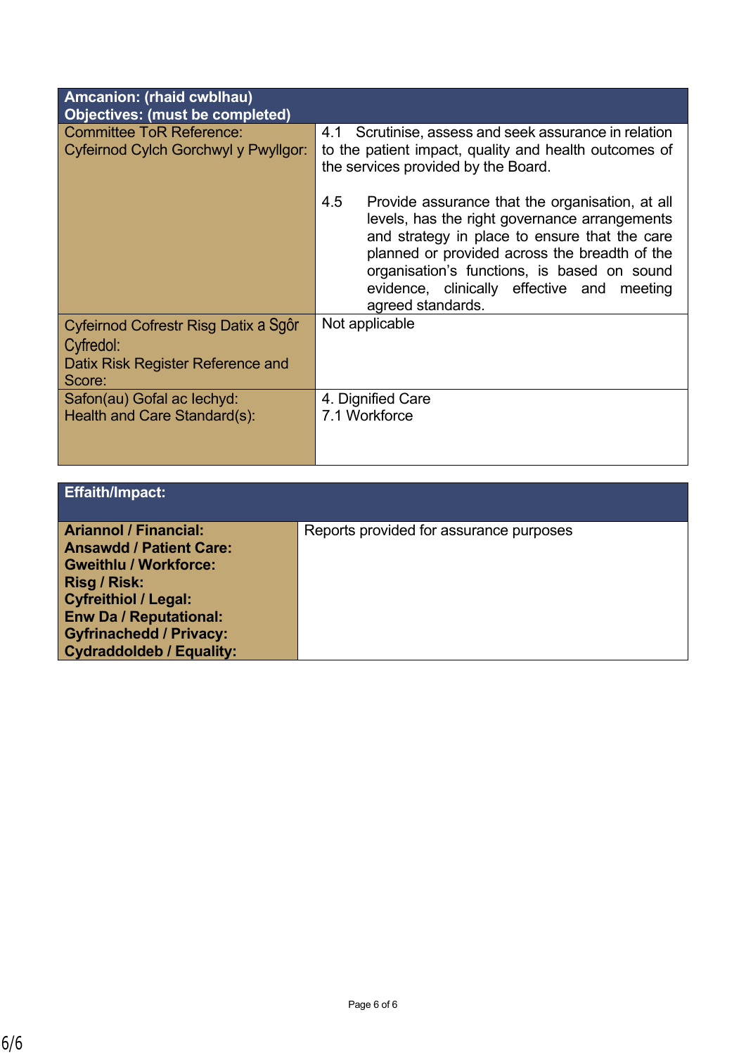| Amcanion: (rhaid cwblhau)<br>Objectives: (must be completed) | |
|---|---|
| Committee ToR Reference:<br>Cyfeirnod Cylch Gorchwyl y Pwyllgor: | 4.1 Scrutinise, assess and seek assurance in relation to the patient impact, quality and health outcomes of the services provided by the Board.<br><br>4.5 Provide assurance that the organisation, at all levels, has the right governance arrangements and strategy in place to ensure that the care planned or provided across the breadth of the organisation's functions, is based on sound evidence, clinically effective and meeting agreed standards. |
| Cyfeirnod Cofrestr Risg Datix a Sgôr Cyfredol:<br>Datix Risk Register Reference and Score: | Not applicable |
| Safon(au) Gofal ac Iechyd:<br>Health and Care Standard(s): | 4. Dignified Care<br>7.1 Workforce |

| Effaith/Impact: | |
|---|---|
| **Ariannol / Financial:**<br>**Ansawdd / Patient Care:**<br>**Gweithlu / Workforce:**<br>**Risg / Risk:**<br>**Cyfreithiol / Legal:**<br>**Enw Da / Reputational:**<br>**Gyfrinachedd / Privacy:**<br>**Cydraddoldeb / Equality:** | Reports provided for assurance purposes |